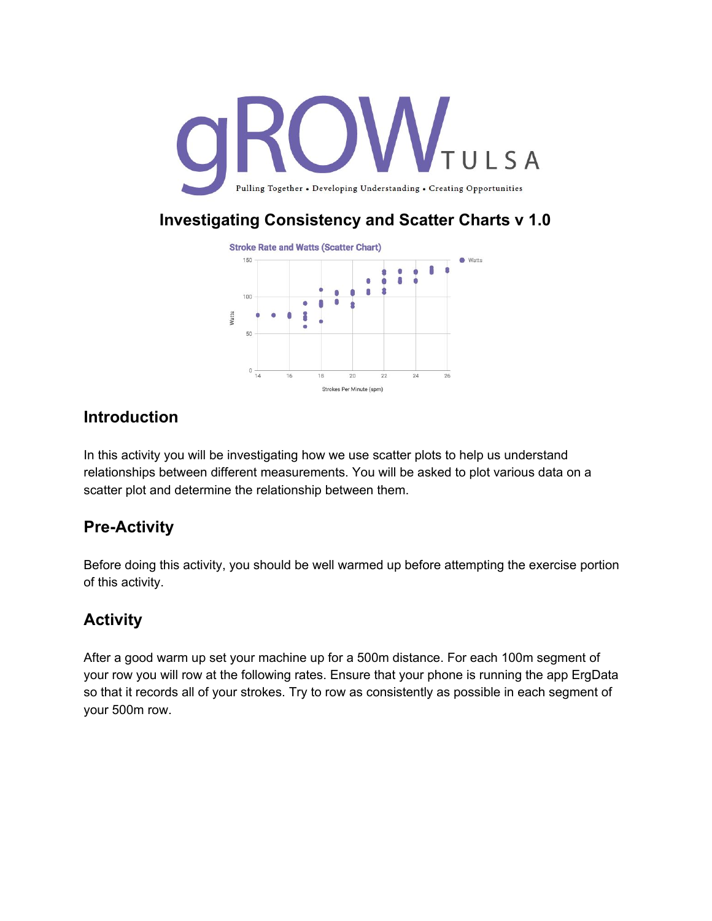gROW TULSA

Pulling Together • Developing Understanding • Creating Opportunities

# Investigating Consistency and Scatter Charts v 1.0

## Introduction

In this activity you will be investigating how we use scatter plots to help us understand relationships between different measurements. You will be asked to plot various data on a scatter plot and determine the relationship between them.

## Pre-Activity

Before doing this activity, you should be well warmed up before attempting the exercise portion of this activity.

## Activity

After a good warm up set your machine up for a 500m distance. For each 100m segment of your row you will row at the following rates. Ensure that your phone is running the app ErgData so that it records all of your strokes. Try to row as consistently as possible in each segment of your 500m row.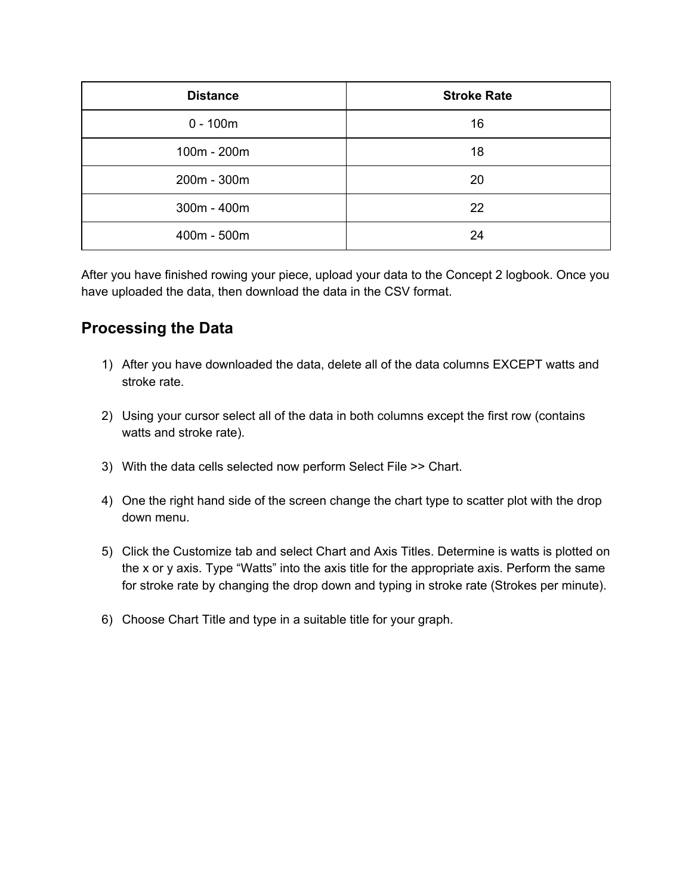| Distance | Stroke Rate |
| --- | --- |
| 0 - 100m | 16 |
| 100m - 200m | 18 |
| 200m - 300m | 20 |
| 300m - 400m | 22 |
| 400m - 500m | 24 |

After you have finished rowing your piece, upload your data to the Concept 2 logbook. Once you have uploaded the data, then download the data in the CSV format.

## Processing the Data

1) After you have downloaded the data, delete all of the data columns EXCEPT watts and stroke rate.

2) Using your cursor select all of the data in both columns except the first row (contains watts and stroke rate).

3) With the data cells selected now perform Select File >> Chart.

4) One the right hand side of the screen change the chart type to scatter plot with the drop down menu.

5) Click the Customize tab and select Chart and Axis Titles. Determine is watts is plotted on the x or y axis. Type "Watts" into the axis title for the appropriate axis. Perform the same for stroke rate by changing the drop down and typing in stroke rate (Strokes per minute).

6) Choose Chart Title and type in a suitable title for your graph.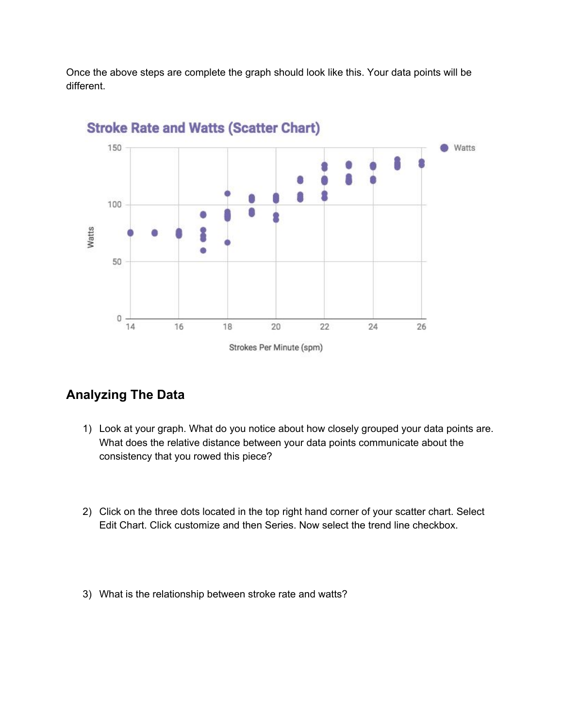Once the above steps are complete the graph should look like this. Your data points will be different.

## Analyzing The Data

1) Look at your graph. What do you notice about how closely grouped your data points are. What does the relative distance between your data points communicate about the consistency that you rowed this piece?

2) Click on the three dots located in the top right hand corner of your scatter chart. Select Edit Chart. Click customize and then Series. Now select the trend line checkbox.

3) What is the relationship between stroke rate and watts?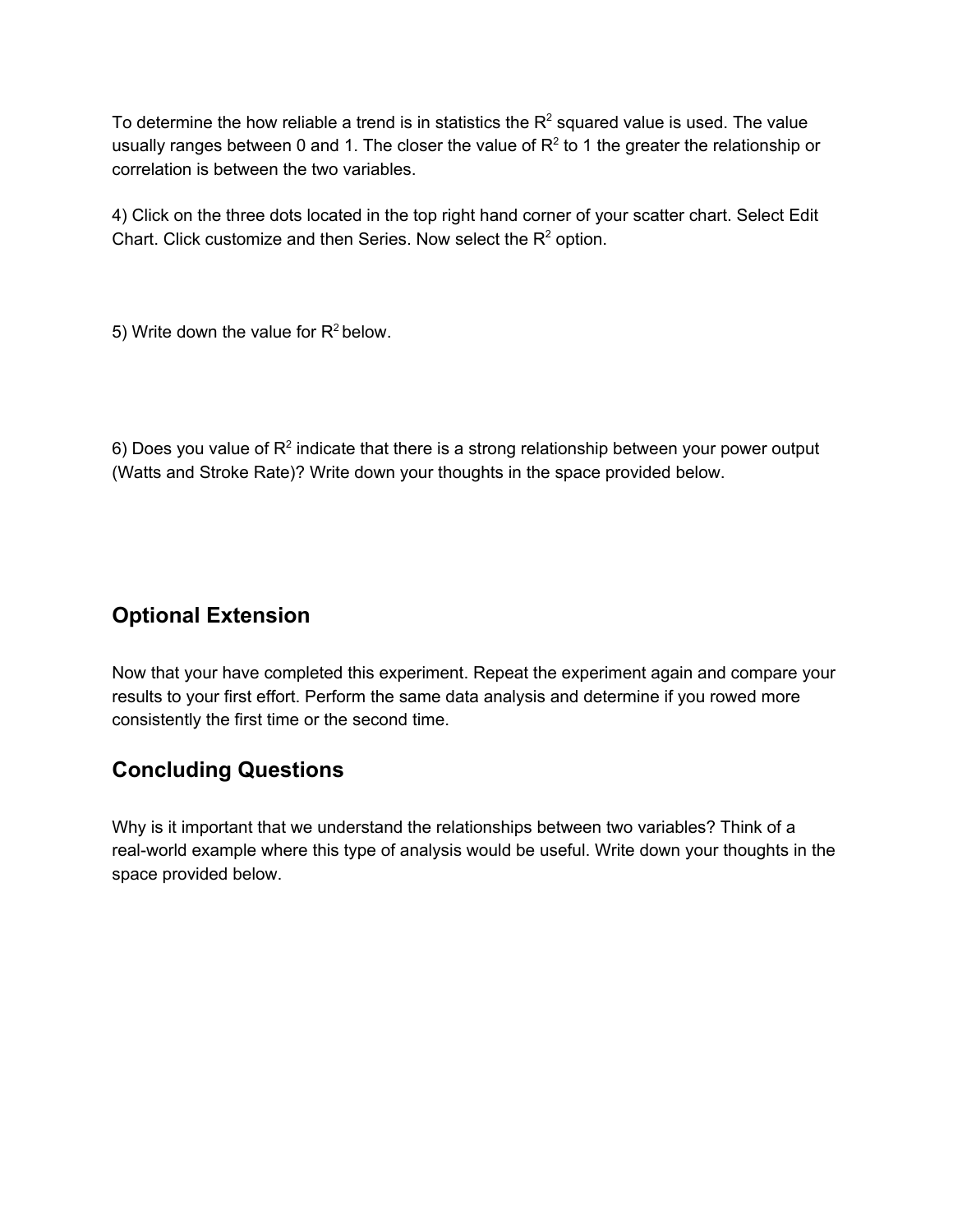To determine the how reliable a trend is in statistics the $R^2$ squared value is used. The value usually ranges between 0 and 1. The closer the value of $R^2$ to 1 the greater the relationship or correlation is between the two variables.

4) Click on the three dots located in the top right hand corner of your scatter chart. Select Edit Chart. Click customize and then Series. Now select the $R^2$ option.

5) Write down the value for $R^2$ below.

6) Does you value of $R^2$ indicate that there is a strong relationship between your power output (Watts and Stroke Rate)? Write down your thoughts in the space provided below.

## Optional Extension

Now that your have completed this experiment. Repeat the experiment again and compare your results to your first effort. Perform the same data analysis and determine if you rowed more consistently the first time or the second time.

## Concluding Questions

Why is it important that we understand the relationships between two variables? Think of a real-world example where this type of analysis would be useful. Write down your thoughts in the space provided below.